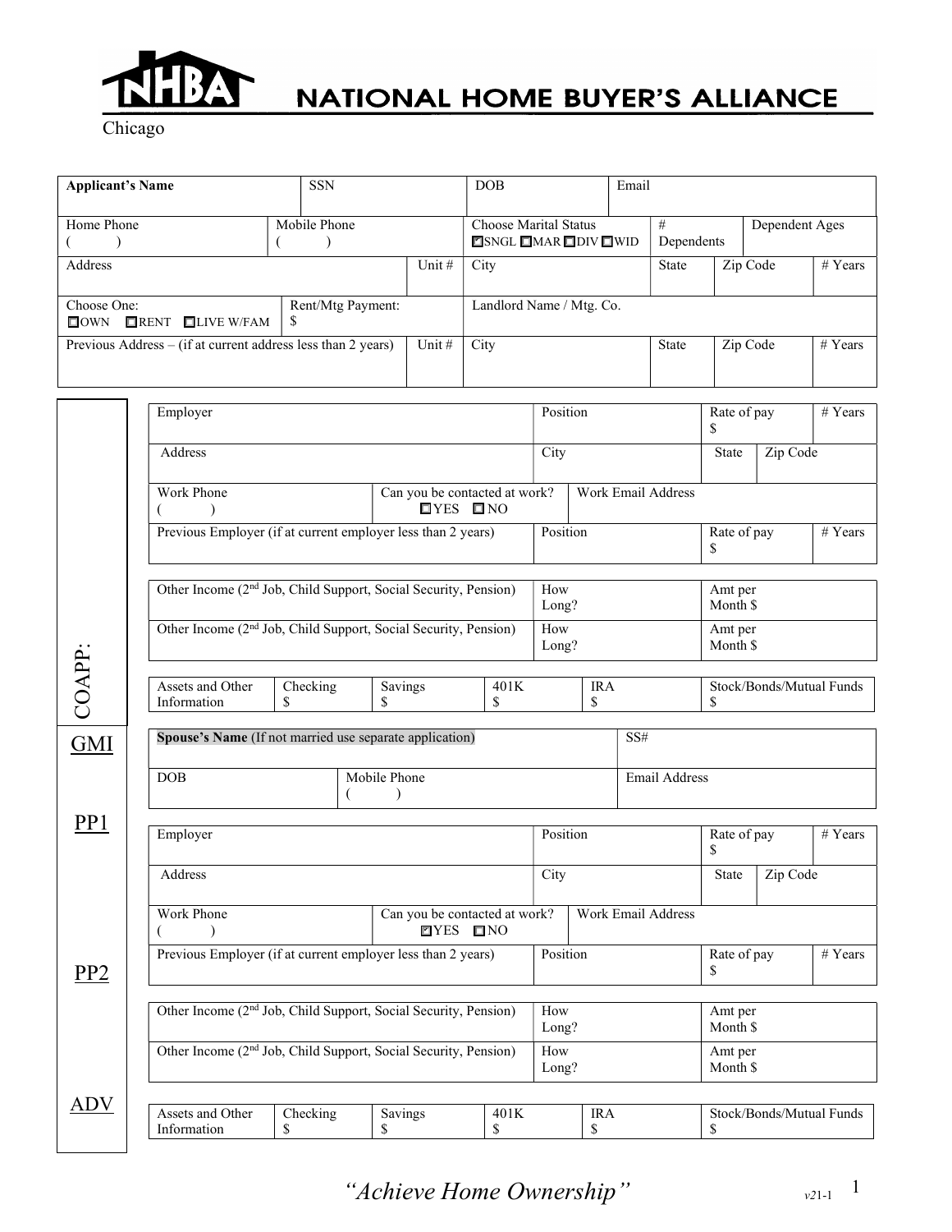# NATIONAL HOME BUYER'S ALLIANCE

Chicago

| Applicant's Name | | SSN | DOB | Email | | |
|---|---|---|---|---|---|---|
| Home Phone ( ) | Mobile Phone ( ) | | Choose Marital Status ☑SNGL ☐MAR ☐DIV ☐WID | # Dependents | Dependent Ages | |
| Address | | Unit # | City | State | Zip Code | # Years |
| Choose One: ☐OWN ☐RENT ☐LIVE W/FAM | Rent/Mtg Payment: $ | | Landlord Name / Mtg. Co. | | | |
| Previous Address – (if at current address less than 2 years) | | Unit # | City | State | Zip Code | # Years |

COAPP:

GMI

PP1

PP2

ADV

| Employer | | Position | Rate of pay $ | | # Years |
|---|---|---|---|---|---|
| Address | | City | State | Zip Code | |
| Work Phone ( ) | Can you be contacted at work? ☐YES ☐NO | Work Email Address | | | |
| Previous Employer (if at current employer less than 2 years) | | Position | Rate of pay $ | | # Years |

| Other Income (2nd Job, Child Support, Social Security, Pension) | How Long? | Amt per Month $ |
|---|---|---|
| Other Income (2nd Job, Child Support, Social Security, Pension) | How Long? | Amt per Month $ |

| Assets and Other Information | Checking $ | Savings $ | 401K $ | IRA $ | Stock/Bonds/Mutual Funds $ |
|---|---|---|---|---|---|

| **Spouse's Name** (If not married use separate application) | | SS# |
|---|---|---|
| DOB | Mobile Phone ( ) | Email Address |

| Employer | | Position | Rate of pay $ | | # Years |
|---|---|---|---|---|---|
| Address | | City | State | Zip Code | |
| Work Phone ( ) | Can you be contacted at work? ☑YES ☐NO | Work Email Address | | | |
| Previous Employer (if at current employer less than 2 years) | | Position | Rate of pay $ | | # Years |

| Other Income (2nd Job, Child Support, Social Security, Pension) | How Long? | Amt per Month $ |
|---|---|---|
| Other Income (2nd Job, Child Support, Social Security, Pension) | How Long? | Amt per Month $ |

| Assets and Other Information | Checking $ | Savings $ | 401K $ | IRA $ | Stock/Bonds/Mutual Funds $ |
|---|---|---|---|---|---|

*"Achieve Home Ownership"*

v21-1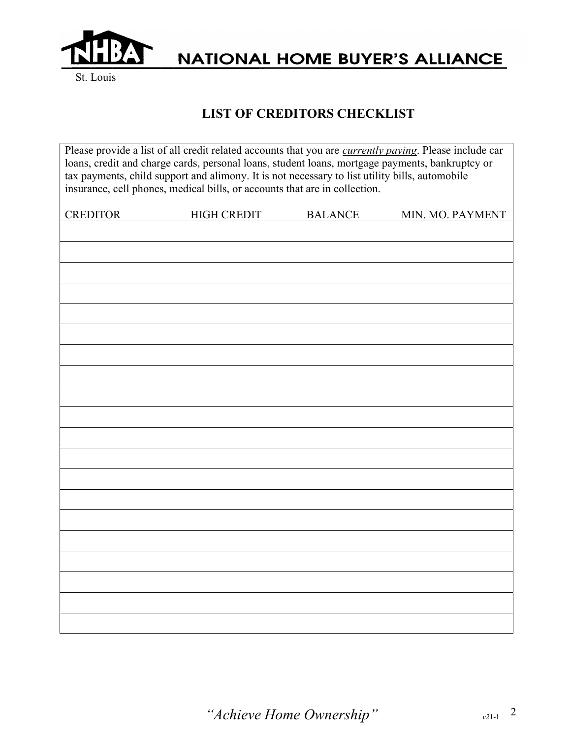# NATIONAL HOME BUYER'S ALLIANCE

St. Louis

## LIST OF CREDITORS CHECKLIST

Please provide a list of all credit related accounts that you are *currently paying*. Please include car loans, credit and charge cards, personal loans, student loans, mortgage payments, bankruptcy or tax payments, child support and alimony. It is not necessary to list utility bills, automobile insurance, cell phones, medical bills, or accounts that are in collection.

| CREDITOR | HIGH CREDIT | BALANCE | MIN. MO. PAYMENT |
| --- | --- | --- | --- |
| | | | |
| | | | |
| | | | |
| | | | |
| | | | |
| | | | |
| | | | |
| | | | |
| | | | |
| | | | |
| | | | |
| | | | |
| | | | |
| | | | |
| | | | |
| | | | |
| | | | |
| | | | |
| | | | |
| | | | |

*"Achieve Home Ownership"*

*v21*-1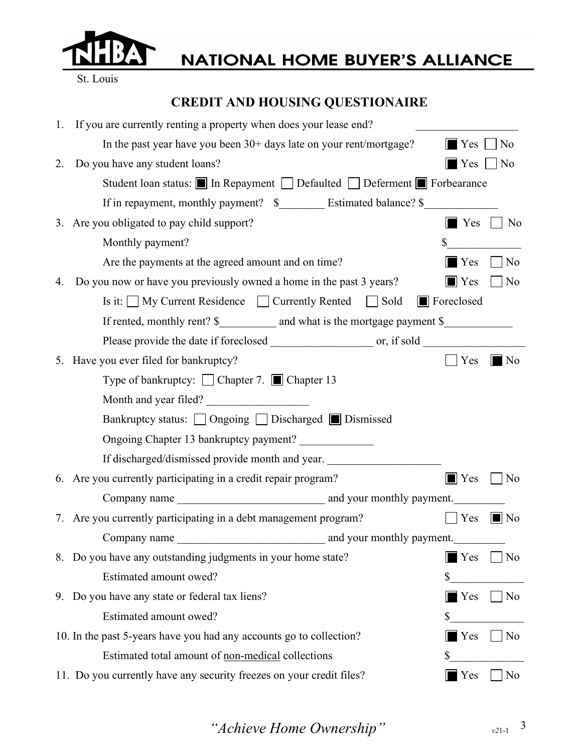**NHBA** NATIONAL HOME BUYER'S ALLIANCE

St. Louis

## CREDIT AND HOUSING QUESTIONAIRE

1. If you are currently renting a property when does your lease end? ___________________

   In the past year have you been 30+ days late on your rent/mortgage? ☒ Yes ☐ No

2. Do you have any student loans? ☒ Yes ☐ No

   Student loan status: ☒ In Repayment ☐ Defaulted ☐ Deferment ☒ Forbearance

   If in repayment, monthly payment? $________ Estimated balance? $_____________

3. Are you obligated to pay child support? ☒ Yes ☐ No

   Monthly payment? $_____________

   Are the payments at the agreed amount and on time? ☒ Yes ☐ No

4. Do you now or have you previously owned a home in the past 3 years? ☒ Yes ☐ No

   Is it: ☐ My Current Residence ☐ Currently Rented ☐ Sold ☒ Foreclosed

   If rented, monthly rent? $__________ and what is the mortgage payment $____________

   Please provide the date if foreclosed __________________ or, if sold __________________

5. Have you ever filed for bankruptcy? ☐ Yes ☒ No

   Type of bankruptcy: ☐ Chapter 7. ☒ Chapter 13

   Month and year filed? __________________

   Bankruptcy status: ☐ Ongoing ☐ Discharged ☒ Dismissed

   Ongoing Chapter 13 bankruptcy payment? _____________

   If discharged/dismissed provide month and year. ____________________

6. Are you currently participating in a credit repair program? ☒ Yes ☐ No

   Company name __________________________ and your monthly payment._________

7. Are you currently participating in a debt management program? ☐ Yes ☒ No

   Company name __________________________ and your monthly payment._________

8. Do you have any outstanding judgments in your home state? ☒ Yes ☐ No

   Estimated amount owed? $_____________

9. Do you have any state or federal tax liens? ☒ Yes ☐ No

   Estimated amount owed? $_____________

10. In the past 5-years have you had any accounts go to collection? ☒ Yes ☐ No

    Estimated total amount of non-medical collections $_____________

11. Do you currently have any security freezes on your credit files? ☒ Yes ☐ No

*"Achieve Home Ownership"* v21-1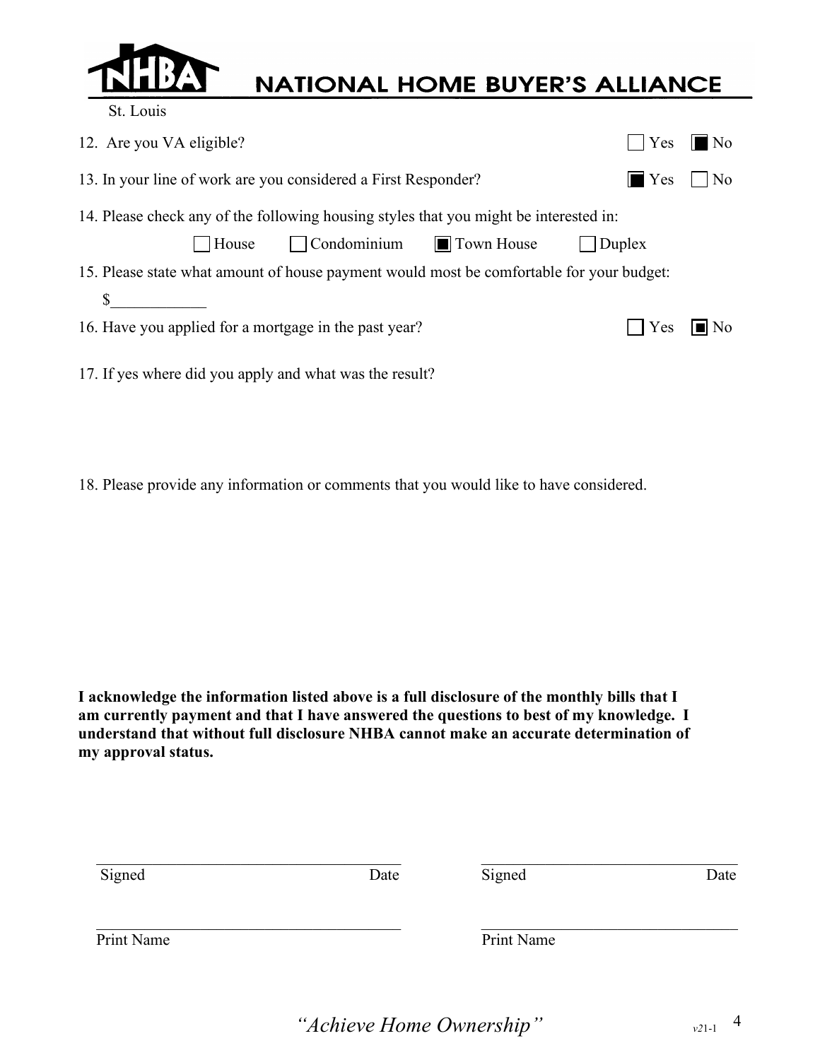# NHBA NATIONAL HOME BUYER'S ALLIANCE

St. Louis

12. Are you VA eligible? ☐ Yes ☒ No

13. In your line of work are you considered a First Responder? ☒ Yes ☐ No

14. Please check any of the following housing styles that you might be interested in:

    ☐ House ☐ Condominium ☒ Town House ☐ Duplex

15. Please state what amount of house payment would most be comfortable for your budget:

    $____________

16. Have you applied for a mortgage in the past year? ☐ Yes ☒ No

17. If yes where did you apply and what was the result?

18. Please provide any information or comments that you would like to have considered.

**I acknowledge the information listed above is a full disclosure of the monthly bills that I am currently payment and that I have answered the questions to best of my knowledge. I understand that without full disclosure NHBA cannot make an accurate determination of my approval status.**

| | |
|---|---|
| Signed ______________________ Date | Signed ______________________ Date |
| Print Name ______________________ | Print Name ______________________ |

*"Achieve Home Ownership"*

*v*21-1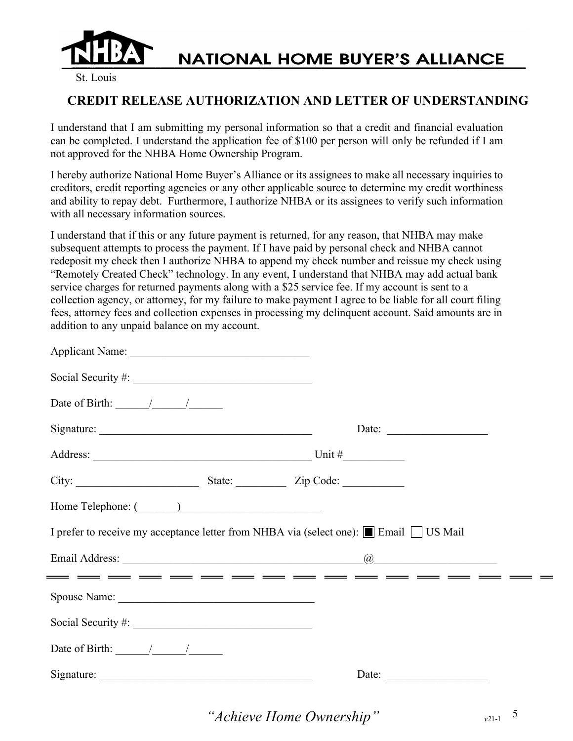**NHBA** NATIONAL HOME BUYER'S ALLIANCE

St. Louis

## CREDIT RELEASE AUTHORIZATION AND LETTER OF UNDERSTANDING

I understand that I am submitting my personal information so that a credit and financial evaluation can be completed. I understand the application fee of $100 per person will only be refunded if I am not approved for the NHBA Home Ownership Program.

I hereby authorize National Home Buyer's Alliance or its assignees to make all necessary inquiries to creditors, credit reporting agencies or any other applicable source to determine my credit worthiness and ability to repay debt. Furthermore, I authorize NHBA or its assignees to verify such information with all necessary information sources.

I understand that if this or any future payment is returned, for any reason, that NHBA may make subsequent attempts to process the payment. If I have paid by personal check and NHBA cannot redeposit my check then I authorize NHBA to append my check number and reissue my check using "Remotely Created Check" technology. In any event, I understand that NHBA may add actual bank service charges for returned payments along with a $25 service fee. If my account is sent to a collection agency, or attorney, for my failure to make payment I agree to be liable for all court filing fees, attorney fees and collection expenses in processing my delinquent account. Said amounts are in addition to any unpaid balance on my account.

Applicant Name: ________________________________

Social Security #: ________________________________

Date of Birth: ______/______/______

Signature: ______________________________________ Date: __________________

Address: ________________________________________ Unit #___________

City: ______________________ State: _________ Zip Code: ___________

Home Telephone: (_______)_________________________

I prefer to receive my acceptance letter from NHBA via (select one): ■ Email ☐ US Mail

Email Address: ____________________________________________@______________________

---

Spouse Name: ___________________________________

Social Security #: ________________________________

Date of Birth: ______/______/______

Signature: ______________________________________ Date: __________________

*"Achieve Home Ownership"*

v21-1